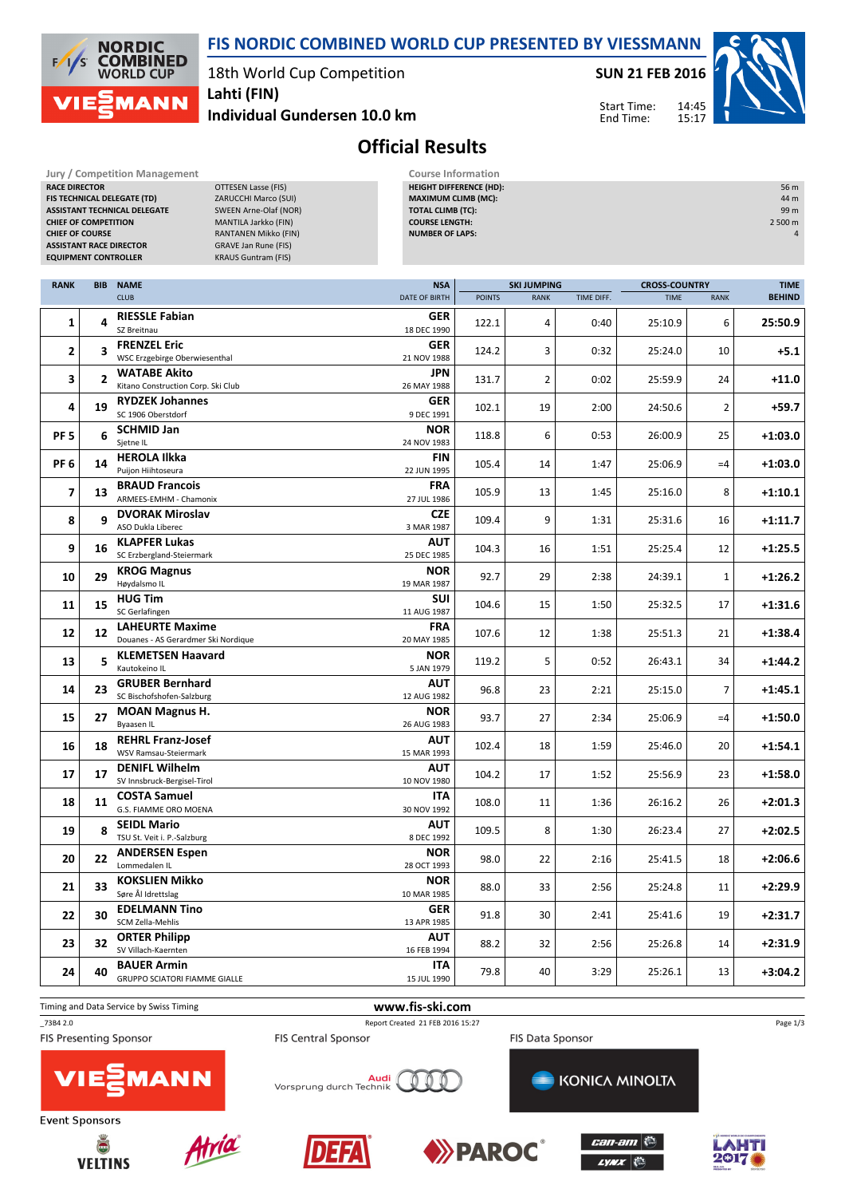# FIS NORDIC COMBINED WORLD CUP PRESENTED BY VIESSMANN

18th World Cup Competition
**Lahti (FIN)**
**Individual Gundersen 10.0 km**

**SUN 21 FEB 2016**

Start Time: 14:45
End Time: 15:17

## Official Results

**Jury / Competition Management**

| | |
|---|---|
| RACE DIRECTOR | OTTESEN Lasse (FIS) |
| FIS TECHNICAL DELEGATE (TD) | ZARUCCHI Marco (SUI) |
| ASSISTANT TECHNICAL DELEGATE | SWEEN Arne-Olaf (NOR) |
| CHIEF OF COMPETITION | MANTILA Jarkko (FIN) |
| CHIEF OF COURSE | RANTANEN Mikko (FIN) |
| ASSISTANT RACE DIRECTOR | GRAVE Jan Rune (FIS) |
| EQUIPMENT CONTROLLER | KRAUS Guntram (FIS) |

**Course Information**

| | |
|---|---|
| HEIGHT DIFFERENCE (HD): | 56 m |
| MAXIMUM CLIMB (MC): | 44 m |
| TOTAL CLIMB (TC): | 99 m |
| COURSE LENGTH: | 2 500 m |
| NUMBER OF LAPS: | 4 |

| RANK | BIB | NAME / CLUB | NSA / DATE OF BIRTH | SKI JUMPING POINTS | SKI JUMPING RANK | SKI JUMPING TIME DIFF. | CROSS-COUNTRY TIME | CROSS-COUNTRY RANK | TIME BEHIND |
|---|---|---|---|---|---|---|---|---|---|
| 1 | 4 | **RIESSLE Fabian** SZ Breitnau | GER 18 DEC 1990 | 122.1 | 4 | 0:40 | 25:10.9 | 6 | **25:50.9** |
| 2 | 3 | **FRENZEL Eric** WSC Erzgebirge Oberwiesenthal | GER 21 NOV 1988 | 124.2 | 3 | 0:32 | 25:24.0 | 10 | **+5.1** |
| 3 | 2 | **WATABE Akito** Kitano Construction Corp. Ski Club | JPN 26 MAY 1988 | 131.7 | 2 | 0:02 | 25:59.9 | 24 | **+11.0** |
| 4 | 19 | **RYDZEK Johannes** SC 1906 Oberstdorf | GER 9 DEC 1991 | 102.1 | 19 | 2:00 | 24:50.6 | 2 | **+59.7** |
| PF 5 | 6 | **SCHMID Jan** Sjetne IL | NOR 24 NOV 1983 | 118.8 | 6 | 0:53 | 26:00.9 | 25 | **+1:03.0** |
| PF 6 | 14 | **HEROLA Ilkka** Puijon Hiihtoseura | FIN 22 JUN 1995 | 105.4 | 14 | 1:47 | 25:06.9 | =4 | **+1:03.0** |
| 7 | 13 | **BRAUD Francois** ARMEES-EMHM - Chamonix | FRA 27 JUL 1986 | 105.9 | 13 | 1:45 | 25:16.0 | 8 | **+1:10.1** |
| 8 | 9 | **DVORAK Miroslav** ASO Dukla Liberec | CZE 3 MAR 1987 | 109.4 | 9 | 1:31 | 25:31.6 | 16 | **+1:11.7** |
| 9 | 16 | **KLAPFER Lukas** SC Erzbergland-Steiermark | AUT 25 DEC 1985 | 104.3 | 16 | 1:51 | 25:25.4 | 12 | **+1:25.5** |
| 10 | 29 | **KROG Magnus** Høydalsmo IL | NOR 19 MAR 1987 | 92.7 | 29 | 2:38 | 24:39.1 | 1 | **+1:26.2** |
| 11 | 15 | **HUG Tim** SC Gerlafingen | SUI 11 AUG 1987 | 104.6 | 15 | 1:50 | 25:32.5 | 17 | **+1:31.6** |
| 12 | 12 | **LAHEURTE Maxime** Douanes - AS Gerardmer Ski Nordique | FRA 20 MAY 1985 | 107.6 | 12 | 1:38 | 25:51.3 | 21 | **+1:38.4** |
| 13 | 5 | **KLEMETSEN Haavard** Kautokeino IL | NOR 5 JAN 1979 | 119.2 | 5 | 0:52 | 26:43.1 | 34 | **+1:44.2** |
| 14 | 23 | **GRUBER Bernhard** SC Bischofshofen-Salzburg | AUT 12 AUG 1982 | 96.8 | 23 | 2:21 | 25:15.0 | 7 | **+1:45.1** |
| 15 | 27 | **MOAN Magnus H.** Byaasen IL | NOR 26 AUG 1983 | 93.7 | 27 | 2:34 | 25:06.9 | =4 | **+1:50.0** |
| 16 | 18 | **REHRL Franz-Josef** WSV Ramsau-Steiermark | AUT 15 MAR 1993 | 102.4 | 18 | 1:59 | 25:46.0 | 20 | **+1:54.1** |
| 17 | 17 | **DENIFL Wilhelm** SV Innsbruck-Bergisel-Tirol | AUT 10 NOV 1980 | 104.2 | 17 | 1:52 | 25:56.9 | 23 | **+1:58.0** |
| 18 | 11 | **COSTA Samuel** G.S. FIAMME ORO MOENA | ITA 30 NOV 1992 | 108.0 | 11 | 1:36 | 26:16.2 | 26 | **+2:01.3** |
| 19 | 8 | **SEIDL Mario** TSU St. Veit i. P.-Salzburg | AUT 8 DEC 1992 | 109.5 | 8 | 1:30 | 26:23.4 | 27 | **+2:02.5** |
| 20 | 22 | **ANDERSEN Espen** Lommedalen IL | NOR 28 OCT 1993 | 98.0 | 22 | 2:16 | 25:41.5 | 18 | **+2:06.6** |
| 21 | 33 | **KOKSLIEN Mikko** Søre Ål Idrettslag | NOR 10 MAR 1985 | 88.0 | 33 | 2:56 | 25:24.8 | 11 | **+2:29.9** |
| 22 | 30 | **EDELMANN Tino** SCM Zella-Mehlis | GER 13 APR 1985 | 91.8 | 30 | 2:41 | 25:41.6 | 19 | **+2:31.7** |
| 23 | 32 | **ORTER Philipp** SV Villach-Kaernten | AUT 16 FEB 1994 | 88.2 | 32 | 2:56 | 25:26.8 | 14 | **+2:31.9** |
| 24 | 40 | **BAUER Armin** GRUPPO SCIATORI FIAMME GIALLE | ITA 15 JUL 1990 | 79.8 | 40 | 3:29 | 25:26.1 | 13 | **+3:04.2** |

Timing and Data Service by Swiss Timing

www.fis-ski.com

_73B4 2.0

Report Created 21 FEB 2016 15:27

FIS Presenting Sponsor: VIESSMANN
FIS Central Sponsor: Audi Vorsprung durch Technik
FIS Data Sponsor: KONICA MINOLTA

Event Sponsors: VELTINS, Atria, DEFA, PAROC, can-am LYNX, LAHTI 2017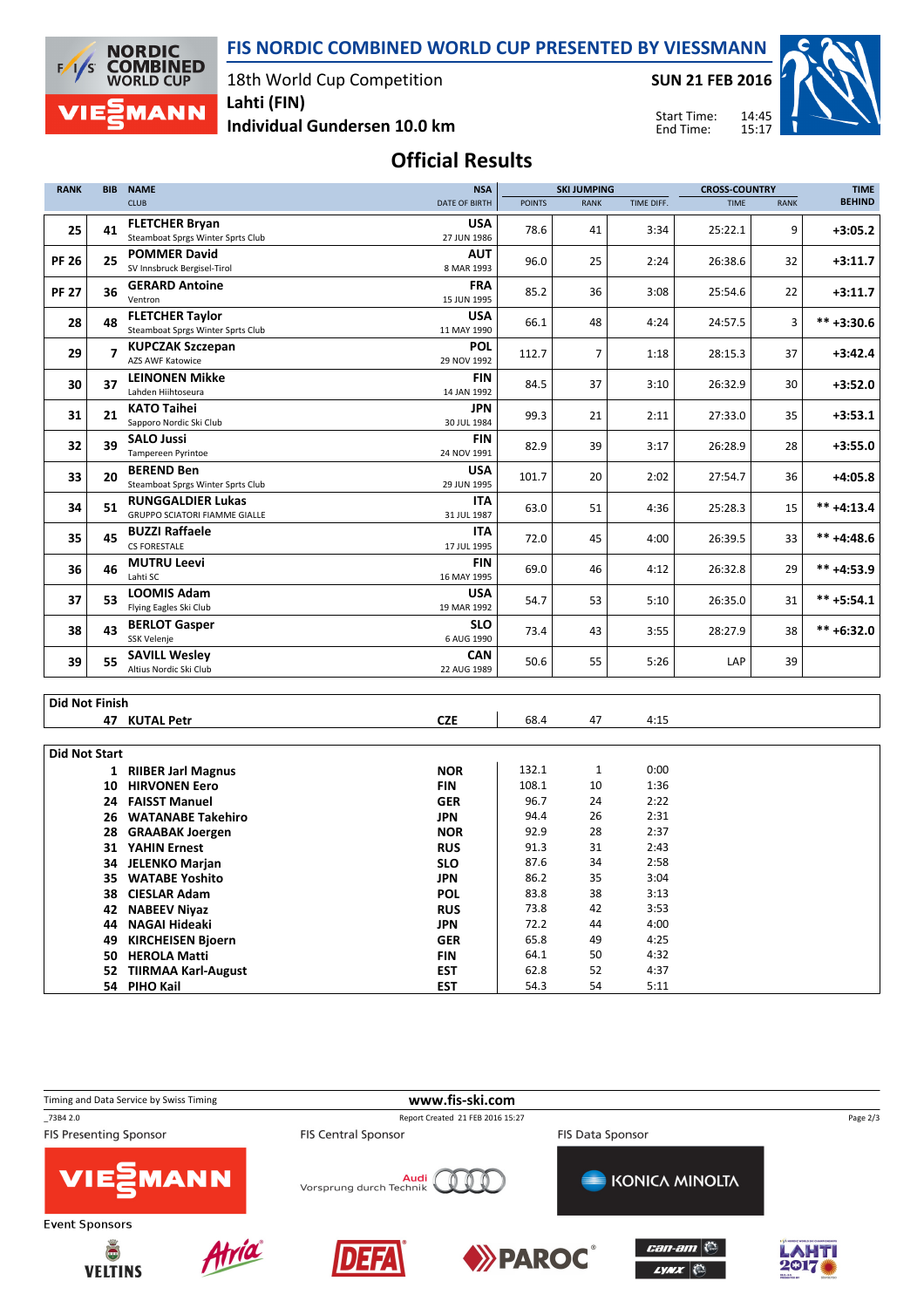# FIS NORDIC COMBINED WORLD CUP PRESENTED BY VIESSMANN

18th World Cup Competition
Lahti (FIN)
Individual Gundersen 10.0 km

SUN 21 FEB 2016

Start Time: 14:45
End Time: 15:17

## Official Results

| RANK | BIB | NAME / CLUB | NSA / DATE OF BIRTH | SKI JUMPING POINTS | SKI JUMPING RANK | SKI JUMPING TIME DIFF. | CROSS-COUNTRY TIME | CROSS-COUNTRY RANK | TIME BEHIND |
|---|---|---|---|---|---|---|---|---|---|
| 25 | 41 | **FLETCHER Bryan** Steamboat Sprgs Winter Sprts Club | **USA** 27 JUN 1986 | 78.6 | 41 | 3:34 | 25:22.1 | 9 | **+3:05.2** |
| PF 26 | 25 | **POMMER David** SV Innsbruck Bergisel-Tirol | **AUT** 8 MAR 1993 | 96.0 | 25 | 2:24 | 26:38.6 | 32 | **+3:11.7** |
| PF 27 | 36 | **GERARD Antoine** Ventron | **FRA** 15 JUN 1995 | 85.2 | 36 | 3:08 | 25:54.6 | 22 | **+3:11.7** |
| 28 | 48 | **FLETCHER Taylor** Steamboat Sprgs Winter Sprts Club | **USA** 11 MAY 1990 | 66.1 | 48 | 4:24 | 24:57.5 | 3 | **\*\* +3:30.6** |
| 29 | 7 | **KUPCZAK Szczepan** AZS AWF Katowice | **POL** 29 NOV 1992 | 112.7 | 7 | 1:18 | 28:15.3 | 37 | **+3:42.4** |
| 30 | 37 | **LEINONEN Mikke** Lahden Hiihtoseura | **FIN** 14 JAN 1992 | 84.5 | 37 | 3:10 | 26:32.9 | 30 | **+3:52.0** |
| 31 | 21 | **KATO Taihei** Sapporo Nordic Ski Club | **JPN** 30 JUL 1984 | 99.3 | 21 | 2:11 | 27:33.0 | 35 | **+3:53.1** |
| 32 | 39 | **SALO Jussi** Tampereen Pyrintoe | **FIN** 24 NOV 1991 | 82.9 | 39 | 3:17 | 26:28.9 | 28 | **+3:55.0** |
| 33 | 20 | **BEREND Ben** Steamboat Sprgs Winter Sprts Club | **USA** 29 JUN 1995 | 101.7 | 20 | 2:02 | 27:54.7 | 36 | **+4:05.8** |
| 34 | 51 | **RUNGGALDIER Lukas** GRUPPO SCIATORI FIAMME GIALLE | **ITA** 31 JUL 1987 | 63.0 | 51 | 4:36 | 25:28.3 | 15 | **\*\* +4:13.4** |
| 35 | 45 | **BUZZI Raffaele** CS FORESTALE | **ITA** 17 JUL 1995 | 72.0 | 45 | 4:00 | 26:39.5 | 33 | **\*\* +4:48.6** |
| 36 | 46 | **MUTRU Leevi** Lahti SC | **FIN** 16 MAY 1995 | 69.0 | 46 | 4:12 | 26:32.8 | 29 | **\*\* +4:53.9** |
| 37 | 53 | **LOOMIS Adam** Flying Eagles Ski Club | **USA** 19 MAR 1992 | 54.7 | 53 | 5:10 | 26:35.0 | 31 | **\*\* +5:54.1** |
| 38 | 43 | **BERLOT Gasper** SSK Velenje | **SLO** 6 AUG 1990 | 73.4 | 43 | 3:55 | 28:27.9 | 38 | **\*\* +6:32.0** |
| 39 | 55 | **SAVILL Wesley** Altius Nordic Ski Club | **CAN** 22 AUG 1989 | 50.6 | 55 | 5:26 | LAP | 39 | |

### Did Not Finish

| BIB | NAME | NSA | POINTS | RANK | TIME DIFF. |
|---|---|---|---|---|---|
| 47 | **KUTAL Petr** | **CZE** | 68.4 | 47 | 4:15 |

### Did Not Start

| BIB | NAME | NSA | POINTS | RANK | TIME DIFF. |
|---|---|---|---|---|---|
| 1 | **RIIBER Jarl Magnus** | **NOR** | 132.1 | 1 | 0:00 |
| 10 | **HIRVONEN Eero** | **FIN** | 108.1 | 10 | 1:36 |
| 24 | **FAISST Manuel** | **GER** | 96.7 | 24 | 2:22 |
| 26 | **WATANABE Takehiro** | **JPN** | 94.4 | 26 | 2:31 |
| 28 | **GRAABAK Joergen** | **NOR** | 92.9 | 28 | 2:37 |
| 31 | **YAHIN Ernest** | **RUS** | 91.3 | 31 | 2:43 |
| 34 | **JELENKO Marjan** | **SLO** | 87.6 | 34 | 2:58 |
| 35 | **WATABE Yoshito** | **JPN** | 86.2 | 35 | 3:04 |
| 38 | **CIESLAR Adam** | **POL** | 83.8 | 38 | 3:13 |
| 42 | **NABEEV Niyaz** | **RUS** | 73.8 | 42 | 3:53 |
| 44 | **NAGAI Hideaki** | **JPN** | 72.2 | 44 | 4:00 |
| 49 | **KIRCHEISEN Bjoern** | **GER** | 65.8 | 49 | 4:25 |
| 50 | **HEROLA Matti** | **FIN** | 64.1 | 50 | 4:32 |
| 52 | **TIIRMAA Karl-August** | **EST** | 62.8 | 52 | 4:37 |
| 54 | **PIHO Kail** | **EST** | 54.3 | 54 | 5:11 |

Timing and Data Service by Swiss Timing — www.fis-ski.com

_73B4 2.0 — Report Created 21 FEB 2016 15:27

FIS Presenting Sponsor: VIESSMANN — FIS Central Sponsor: Audi Vorsprung durch Technik — FIS Data Sponsor: KONICA MINOLTA

Event Sponsors: VELTINS, Atria, DEFA, PAROC, can-am, LYNX, LAHTI 2017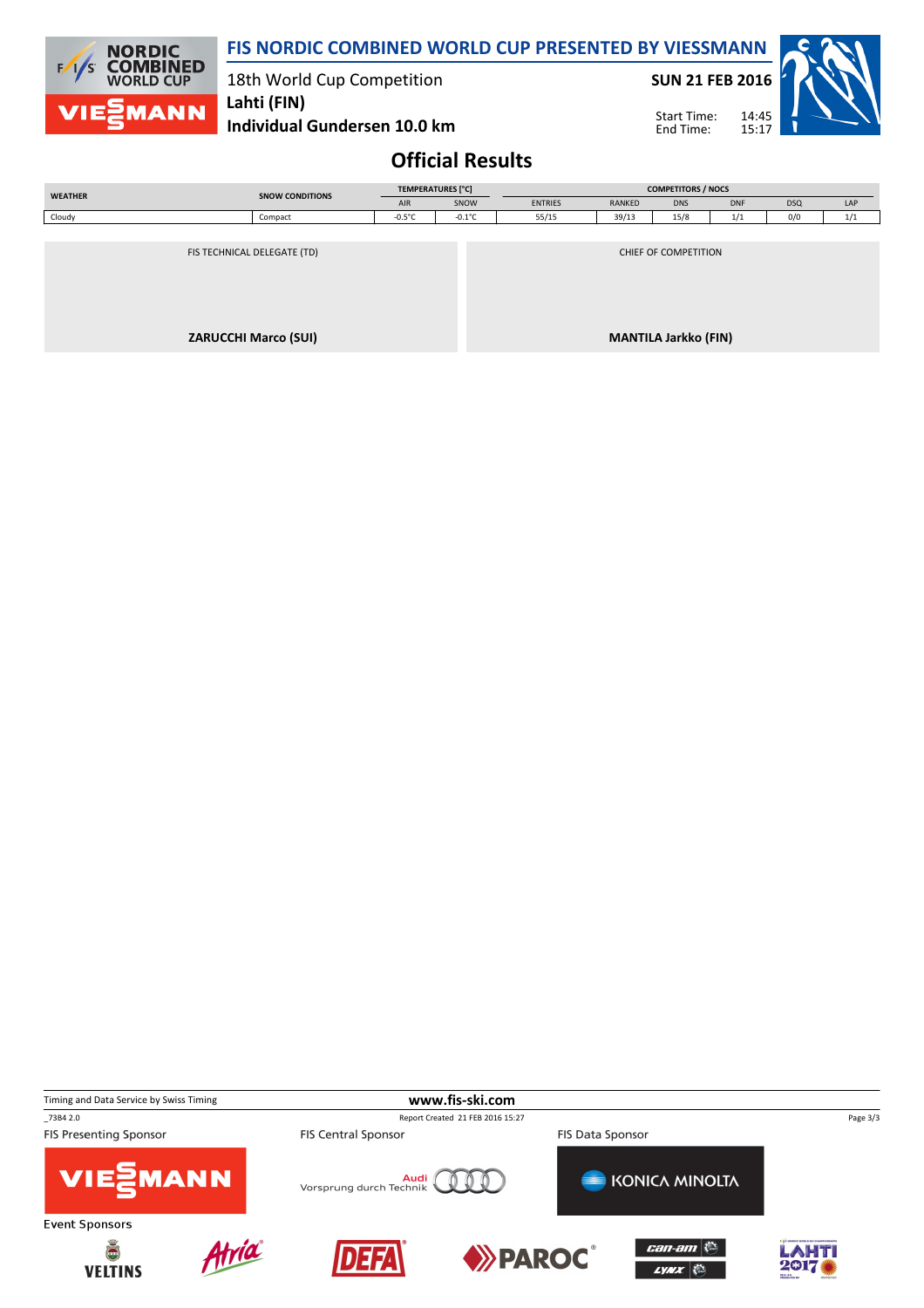# FIS NORDIC COMBINED WORLD CUP PRESENTED BY VIESSMANN

18th World Cup Competition

**Lahti (FIN)**

**Individual Gundersen 10.0 km**

**SUN 21 FEB 2016**

Start Time: 14:45
End Time: 15:17

## Official Results

| WEATHER | SNOW CONDITIONS | TEMPERATURES [°C] | | COMPETITORS / NOCS | | | | | |
|---|---|---|---|---|---|---|---|---|---|
| | | AIR | SNOW | ENTRIES | RANKED | DNS | DNF | DSQ | LAP |
| Cloudy | Compact | -0.5°C | -0.1°C | 55/15 | 39/13 | 15/8 | 1/1 | 0/0 | 1/1 |

| FIS TECHNICAL DELEGATE (TD) | CHIEF OF COMPETITION |
|---|---|
| **ZARUCCHI Marco (SUI)** | **MANTILA Jarkko (FIN)** |

Timing and Data Service by Swiss Timing

www.fis-ski.com

_73B4 2.0

Report Created 21 FEB 2016 15:27

FIS Presenting Sponsor

FIS Central Sponsor

FIS Data Sponsor

Event Sponsors